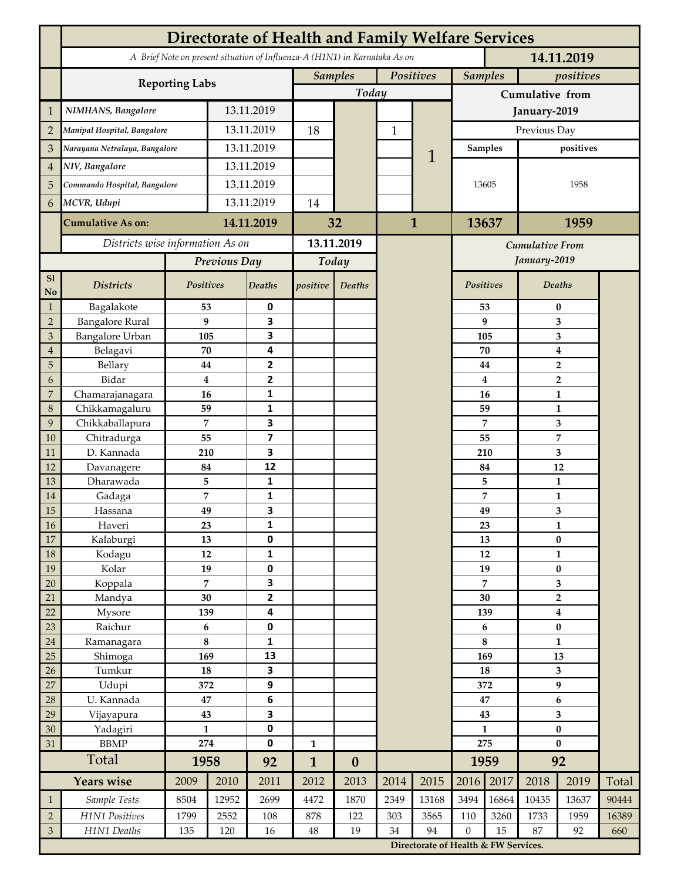# Directorate of Health and Family Welfare Services

*A Brief Note on present situation of Influenza-A (H1N1) in Karnataka As on* **14.11.2019**

| | Reporting Labs | | Samples Today | | Positives Today | | Samples (Cumulative from January-2019, Previous Day) | positives (Cumulative from January-2019, Previous Day) |
|---|---|---|---|---|---|---|---|---|
| 1 | *NIMHANS, Bangalore* | 13.11.2019 | | | | | | |
| 2 | *Manipal Hospital, Bangalore* | 13.11.2019 | 18 | | 1 | | | |
| 3 | *Narayana Netralaya, Bangalore* | 13.11.2019 | | | | 1 | | |
| 4 | *NIV, Bangalore* | 13.11.2019 | | | | | | |
| 5 | *Commando Hospital, Bangalore* | 13.11.2019 | | | | | 13605 | 1958 |
| 6 | *MCVR, Udupi* | 13.11.2019 | 14 | | | | | |
| | **Cumulative As on:** | **14.11.2019** | **32** | | **1** | | **13637** | **1959** |

*Districts wise information As on* **13.11.2019**

| Sl No | Districts | Previous Day Positives | Previous Day Deaths | Today positive | Today Deaths | Cumulative From January-2019 Positives | Cumulative From January-2019 Deaths |
|---|---|---|---|---|---|---|---|
| 1 | Bagalakote | 53 | 0 | | | 53 | 0 |
| 2 | Bangalore Rural | 9 | 3 | | | 9 | 3 |
| 3 | Bangalore Urban | 105 | 3 | | | 105 | 3 |
| 4 | Belagavi | 70 | 4 | | | 70 | 4 |
| 5 | Bellary | 44 | 2 | | | 44 | 2 |
| 6 | Bidar | 4 | 2 | | | 4 | 2 |
| 7 | Chamarajanagara | 16 | 1 | | | 16 | 1 |
| 8 | Chikkamagaluru | 59 | 1 | | | 59 | 1 |
| 9 | Chikkaballapura | 7 | 3 | | | 7 | 3 |
| 10 | Chitradurga | 55 | 7 | | | 55 | 7 |
| 11 | D. Kannada | 210 | 3 | | | 210 | 3 |
| 12 | Davanagere | 84 | 12 | | | 84 | 12 |
| 13 | Dharawada | 5 | 1 | | | 5 | 1 |
| 14 | Gadaga | 7 | 1 | | | 7 | 1 |
| 15 | Hassana | 49 | 3 | | | 49 | 3 |
| 16 | Haveri | 23 | 1 | | | 23 | 1 |
| 17 | Kalaburgi | 13 | 0 | | | 13 | 0 |
| 18 | Kodagu | 12 | 1 | | | 12 | 1 |
| 19 | Kolar | 19 | 0 | | | 19 | 0 |
| 20 | Koppala | 7 | 3 | | | 7 | 3 |
| 21 | Mandya | 30 | 2 | | | 30 | 2 |
| 22 | Mysore | 139 | 4 | | | 139 | 4 |
| 23 | Raichur | 6 | 0 | | | 6 | 0 |
| 24 | Ramanagara | 8 | 1 | | | 8 | 1 |
| 25 | Shimoga | 169 | 13 | | | 169 | 13 |
| 26 | Tumkur | 18 | 3 | | | 18 | 3 |
| 27 | Udupi | 372 | 9 | | | 372 | 9 |
| 28 | U. Kannada | 47 | 6 | | | 47 | 6 |
| 29 | Vijayapura | 43 | 3 | | | 43 | 3 |
| 30 | Yadagiri | 1 | 0 | | | 1 | 0 |
| 31 | BBMP | 274 | 0 | 1 | | 275 | 0 |
| | **Total** | **1958** | **92** | **1** | **0** | **1959** | **92** |

| | Years wise | 2009 | 2010 | 2011 | 2012 | 2013 | 2014 | 2015 | 2016 | 2017 | 2018 | 2019 | Total |
|---|---|---|---|---|---|---|---|---|---|---|---|---|---|
| 1 | *Sample Tests* | 8504 | 12952 | 2699 | 4472 | 1870 | 2349 | 13168 | 3494 | 16864 | 10435 | 13637 | 90444 |
| 2 | *H1N1 Positives* | 1799 | 2552 | 108 | 878 | 122 | 303 | 3565 | 110 | 3260 | 1733 | 1959 | 16389 |
| 3 | *H1N1 Deaths* | 135 | 120 | 16 | 48 | 19 | 34 | 94 | 0 | 15 | 87 | 92 | 660 |

**Directorate of Health & FW Services.**